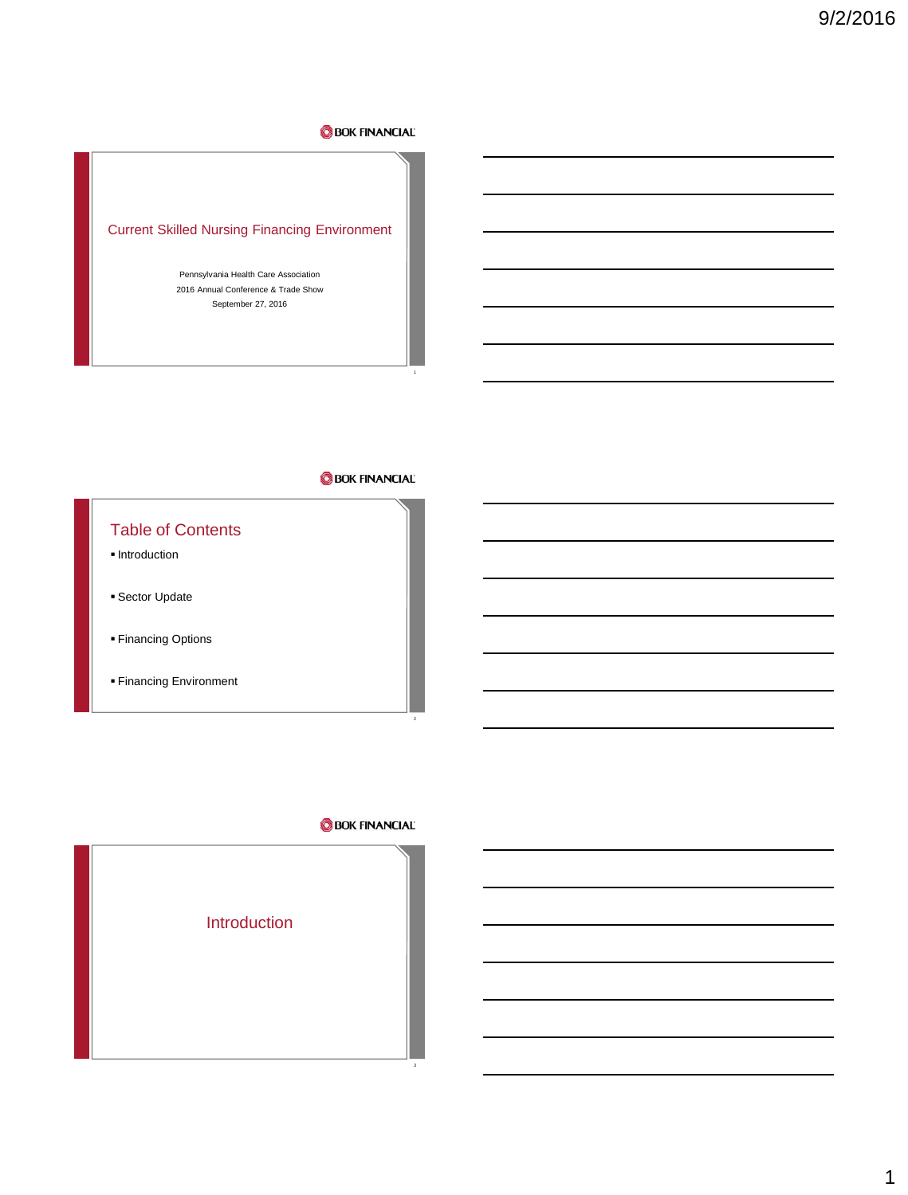BOK FINANCIAL

# Current Skilled Nursing Financing Environment

Pennsylvania Health Care Association
2016 Annual Conference & Trade Show
September 27, 2016

BOK FINANCIAL

## Table of Contents

- Introduction
- Sector Update
- Financing Options
- Financing Environment

BOK FINANCIAL

## Introduction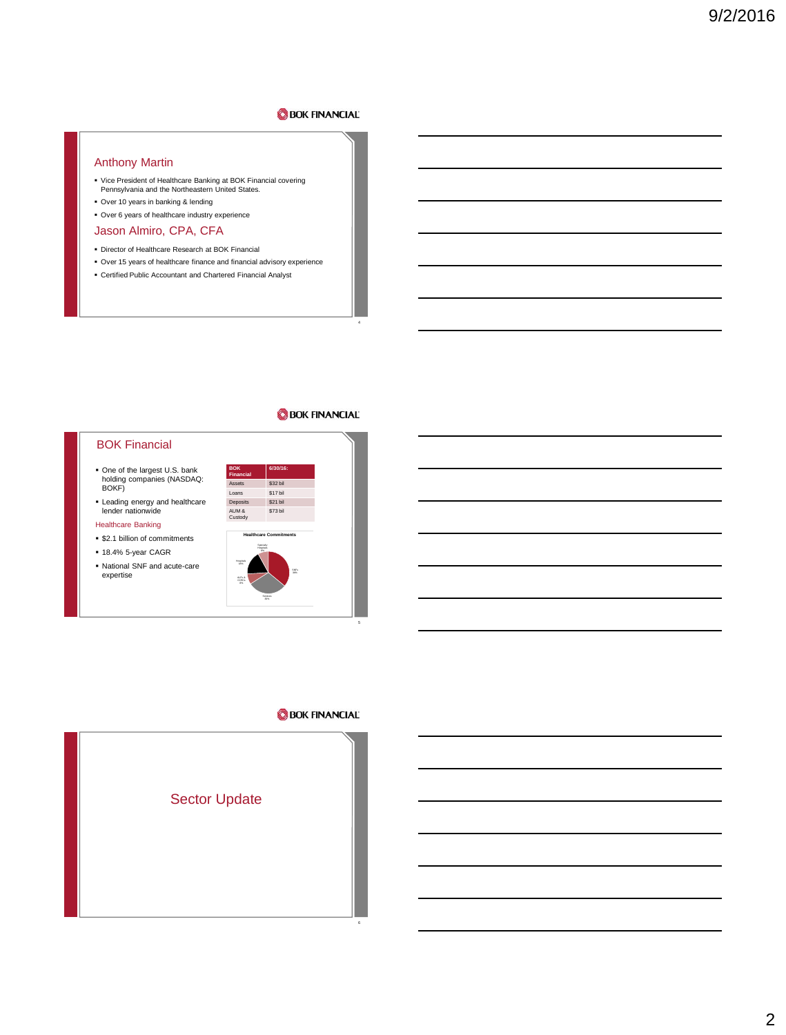## Anthony Martin

- Vice President of Healthcare Banking at BOK Financial covering Pennsylvania and the Northeastern United States.
- Over 10 years in banking & lending
- Over 6 years of healthcare industry experience

## Jason Almiro, CPA, CFA

- Director of Healthcare Research at BOK Financial
- Over 15 years of healthcare finance and financial advisory experience
- Certified Public Accountant and Chartered Financial Analyst

## BOK Financial

- One of the largest U.S. bank holding companies (NASDAQ: BOKF)
- Leading energy and healthcare lender nationwide

### Healthcare Banking

- $2.1 billion of commitments
- 18.4% 5-year CAGR
- National SNF and acute-care expertise

| BOK Financial | 6/30/16: |
|---|---|
| Assets | $32 bil |
| Loans | $17 bil |
| Deposits | $21 bil |
| AUM & Custody | $73 bil |

**Healthcare Commitments**

## Sector Update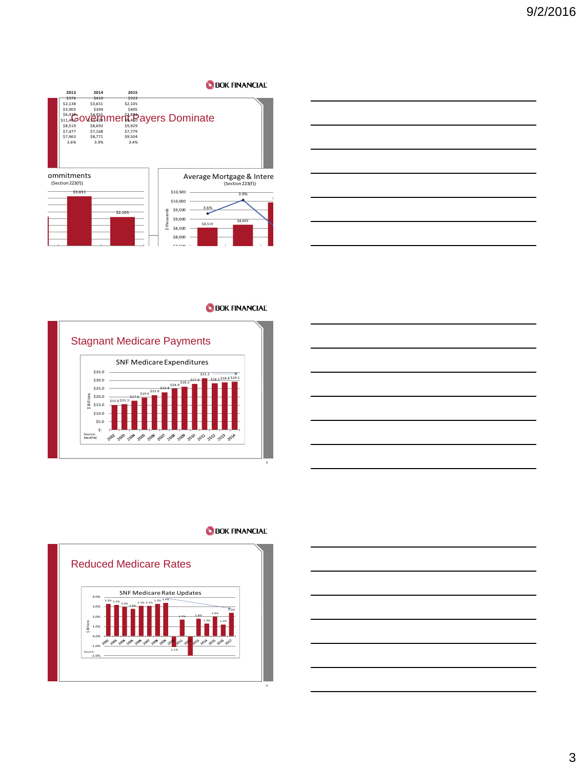## Government Payers Dominate

| 2013 | 2014 | 2015 |
|---|---|---|
| $376 | $410 | $323 |
| $2,138 | $3,651 | $2,105 |
| $3,903 | $394 | $405 |
| $6,418 | $4,455 | $2,832 |
| $11,402 | $12,428 | $6,410 |
| $8,519 | $8,693 | $9,929 |
| $7,477 | $7,168 | $7,779 |
| $7,963 | $8,771 | $9,504 |
| 3.6% | 3.9% | 3.4% |

ommitments
(Section 223(f))

$3,651
$2,105

Average Mortgage & Intere
(Section 223(f))

$ thousands
$10,500
$10,000
$9,500
$9,000
$8,500
$8,000

3.6% 3.9%
$8,519 $8,693

## Stagnant Medicare Payments

SNF Medicare Expenditures

| Year | $ Billions |
|---|---|
| 2002 | $15.0 |
| 2003 | $15.5 |
| 2004 | $17.6 |
| 2005 | $19.5 |
| 2006 | $21.0 |
| 2007 | $22.8 |
| 2008 | $24.9 |
| 2009 | $26.2 |
| 2010 | $27.8 |
| 2011 | $31.2 |
| 2012 | $28.3 |
| 2013 | $28.8 |
| 2014 | $29.1 |

Source: MedPAC

## Reduced Medicare Rates

SNF Medicare Rate Updates

| Year | Rate Update |
|---|---|
| 2002 | 3.3% |
| 2003 | 3.2% |
| 2004 | 3.0% |
| 2005 | 2.8% |
| 2006 | 3.1% |
| 2007 | 3.1% |
| 2008 | 3.3% |
| 2009 | 3.4% |
| 2010 | -1.1% |
| 2011 | 1.7% |
| 2012 | -1.1% |
| 2013 | 1.8% |
| 2014 | 1.3% |
| 2015 | 2.0% |
| 2016 | 1.2% |
| 2017 | 2.4% |

Source: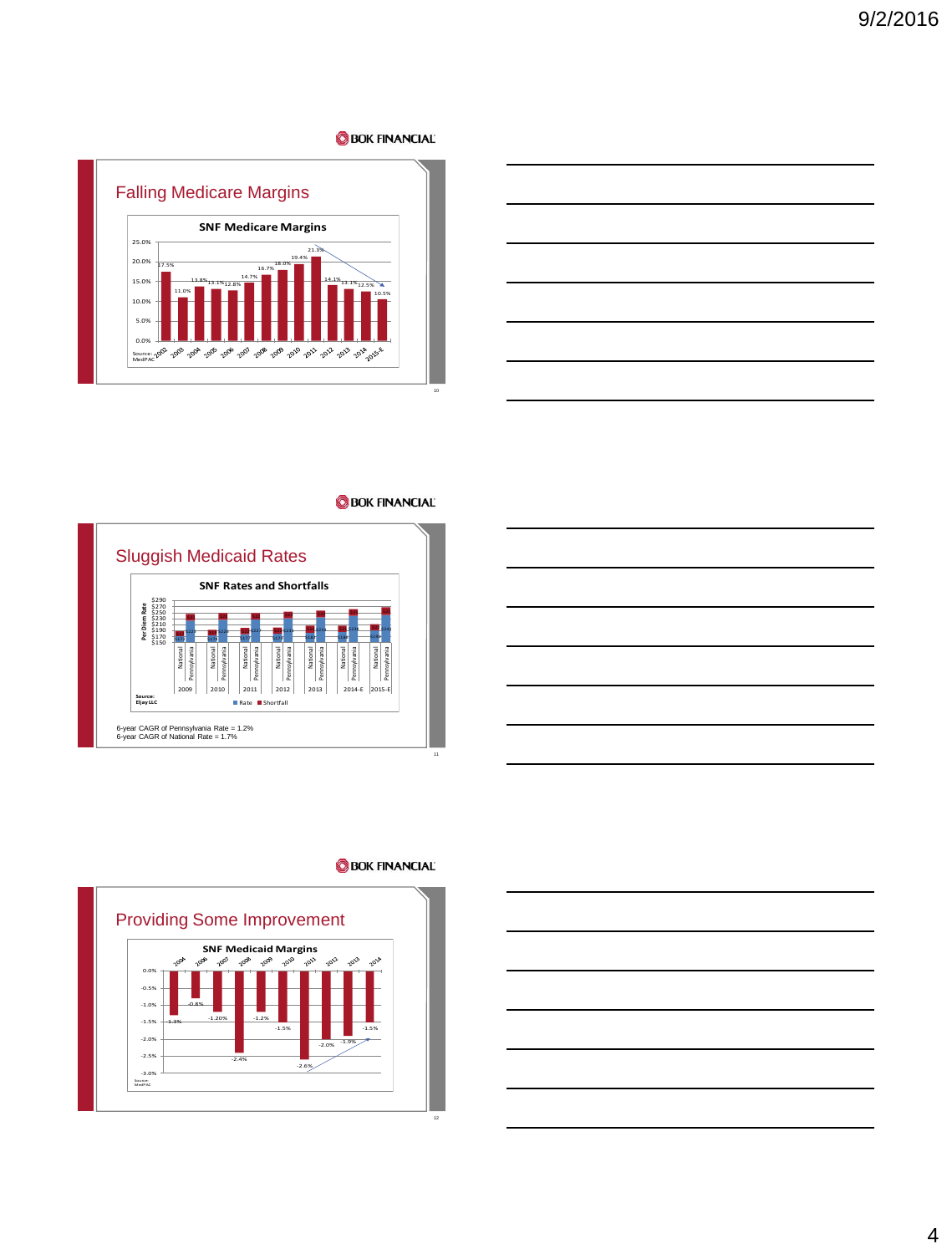## Falling Medicare Margins

**SNF Medicare Margins**

| Year | Margin |
|---|---|
| 2002 | 17.5% |
| 2003 | 11.0% |
| 2004 | 13.8% |
| 2005 | 13.1% |
| 2006 | 12.8% |
| 2007 | 14.7% |
| 2008 | 16.7% |
| 2009 | 18.0% |
| 2010 | 19.4% |
| 2011 | 21.3% |
| 2012 | 14.1% |
| 2013 | 13.1% |
| 2014 | 12.5% |
| 2015-E | 10.5% |

Source: MedPAC

## Sluggish Medicaid Rates

**SNF Rates and Shortfalls**

Per Diem Rate — National and Pennsylvania, 2009, 2010, 2011, 2012, 2013, 2014-E, 2015-E

Legend: Rate, Shortfall

Source: Eljay LLC

6-year CAGR of Pennsylvania Rate = 1.2%
6-year CAGR of National Rate = 1.7%

## Providing Some Improvement

**SNF Medicaid Margins**

| Year | Margin |
|---|---|
| 2004 | -1.3% |
| 2006 | -0.8% |
| 2007 | -1.20% |
| 2008 | -2.4% |
| 2009 | -1.2% |
| 2010 | -1.5% |
| 2011 | -2.6% |
| 2012 | -2.0% |
| 2013 | -1.9% |
| 2014 | -1.5% |

Source: MedPAC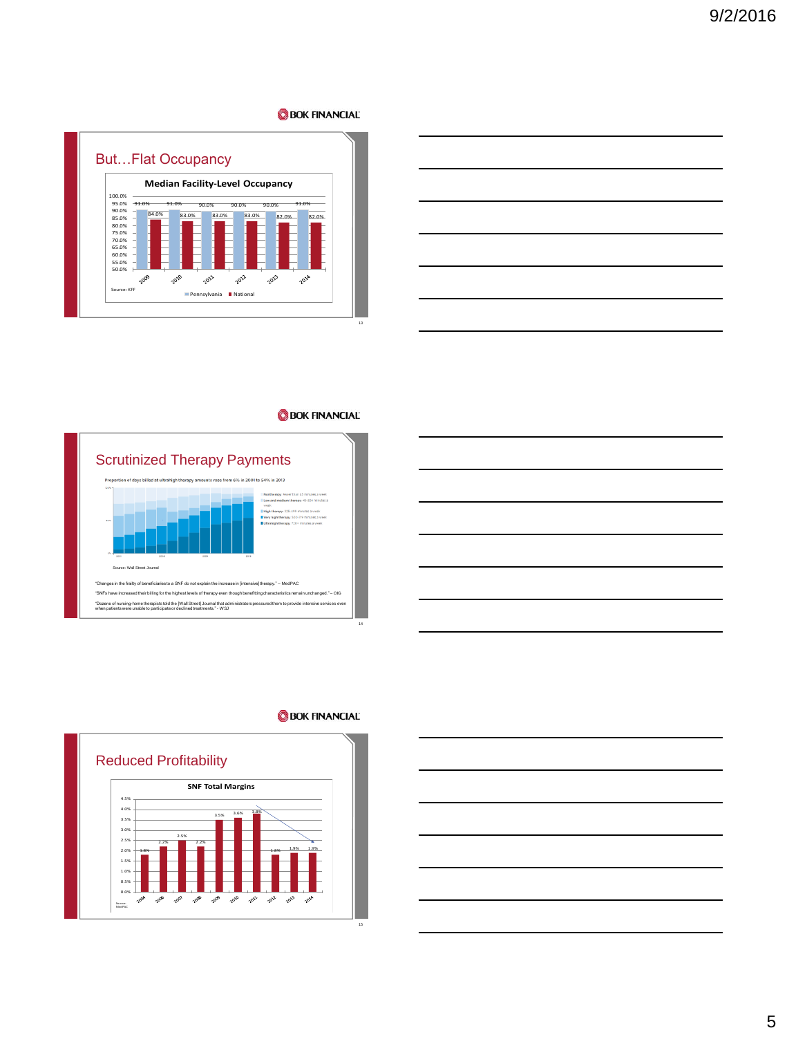## But…Flat Occupancy

**Median Facility-Level Occupancy**

| Year | Pennsylvania | National |
|---|---|---|
| 2009 | 91.0% | 84.0% |
| 2010 | 91.0% | 83.0% |
| 2011 | 90.0% | 83.0% |
| 2012 | 90.0% | 83.0% |
| 2013 | 90.0% | 82.0% |
| 2014 | 91.0% | 82.0% |

Source: KFF

## Scrutinized Therapy Payments

Proportion of days billed at ultrahigh therapy amounts rose from 6% in 2001 to 54% in 2013

Source: Wall Street Journal

"Changes in the frailty of beneficiaries to a SNF do not explain the increase in [intensive] therapy." – MedPAC

"SNFs have increased their billing for the highest levels of therapy even though benefitting characteristics remain unchanged." – OIG

"Dozens of nursing-home therapists told the [Wall Street] Journal that administrators pressured them to provide intensive services even when patients were unable to participate or declined treatments." - WSJ

## Reduced Profitability

**SNF Total Margins**

| Year | Margin |
|---|---|
| 2004 | 1.8% |
| 2006 | 2.2% |
| 2007 | 2.5% |
| 2008 | 2.2% |
| 2009 | 3.5% |
| 2010 | 3.6% |
| 2011 | 3.8% |
| 2012 | 1.8% |
| 2013 | 1.9% |
| 2014 | 1.9% |

Source: MedPAC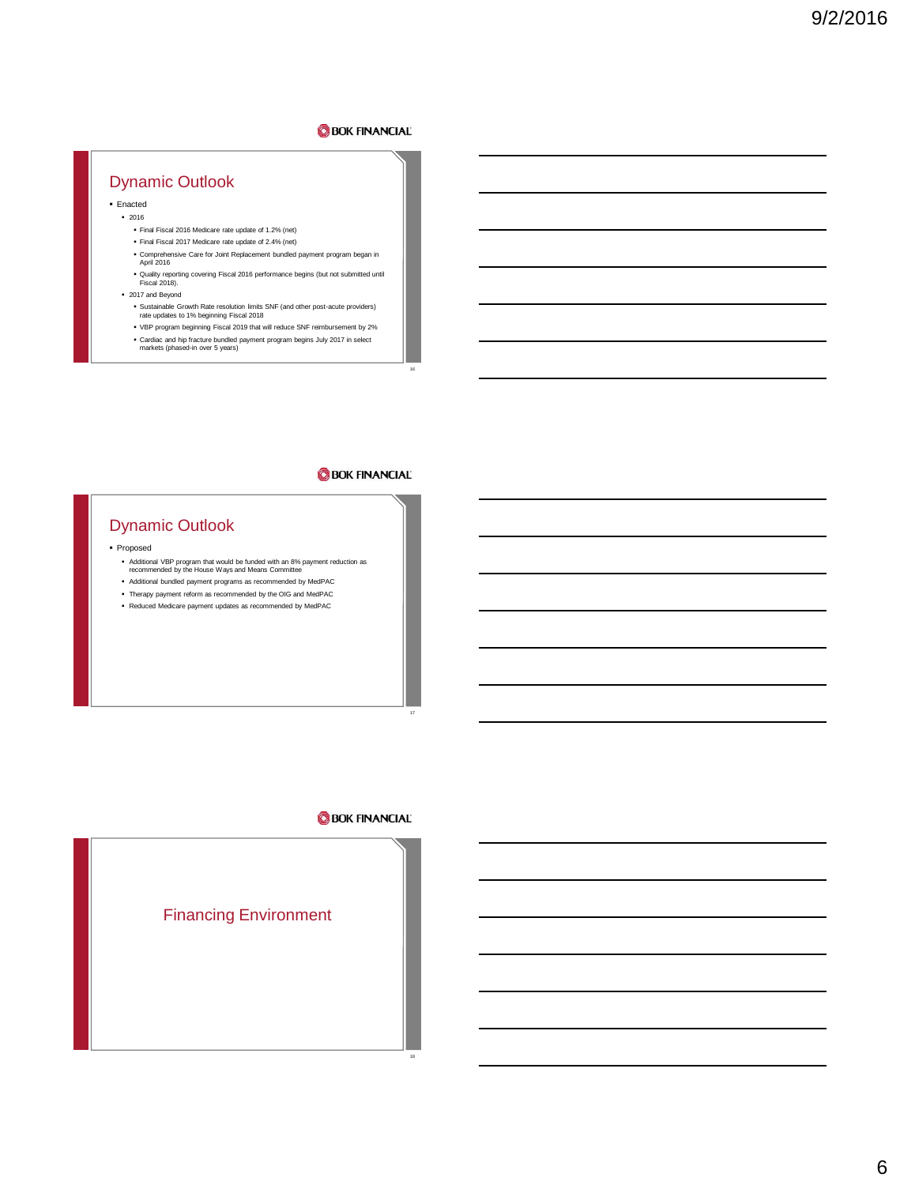## Dynamic Outlook

- Enacted
  - 2016
    - Final Fiscal 2016 Medicare rate update of 1.2% (net)
    - Final Fiscal 2017 Medicare rate update of 2.4% (net)
    - Comprehensive Care for Joint Replacement bundled payment program began in April 2016
    - Quality reporting covering Fiscal 2016 performance begins (but not submitted until Fiscal 2018).
  - 2017 and Beyond
    - Sustainable Growth Rate resolution limits SNF (and other post-acute providers) rate updates to 1% beginning Fiscal 2018
    - VBP program beginning Fiscal 2019 that will reduce SNF reimbursement by 2%
    - Cardiac and hip fracture bundled payment program begins July 2017 in select markets (phased-in over 5 years)

## Dynamic Outlook

- Proposed
  - Additional VBP program that would be funded with an 8% payment reduction as recommended by the House Ways and Means Committee
  - Additional bundled payment programs as recommended by MedPAC
  - Therapy payment reform as recommended by the OIG and MedPAC
  - Reduced Medicare payment updates as recommended by MedPAC

## Financing Environment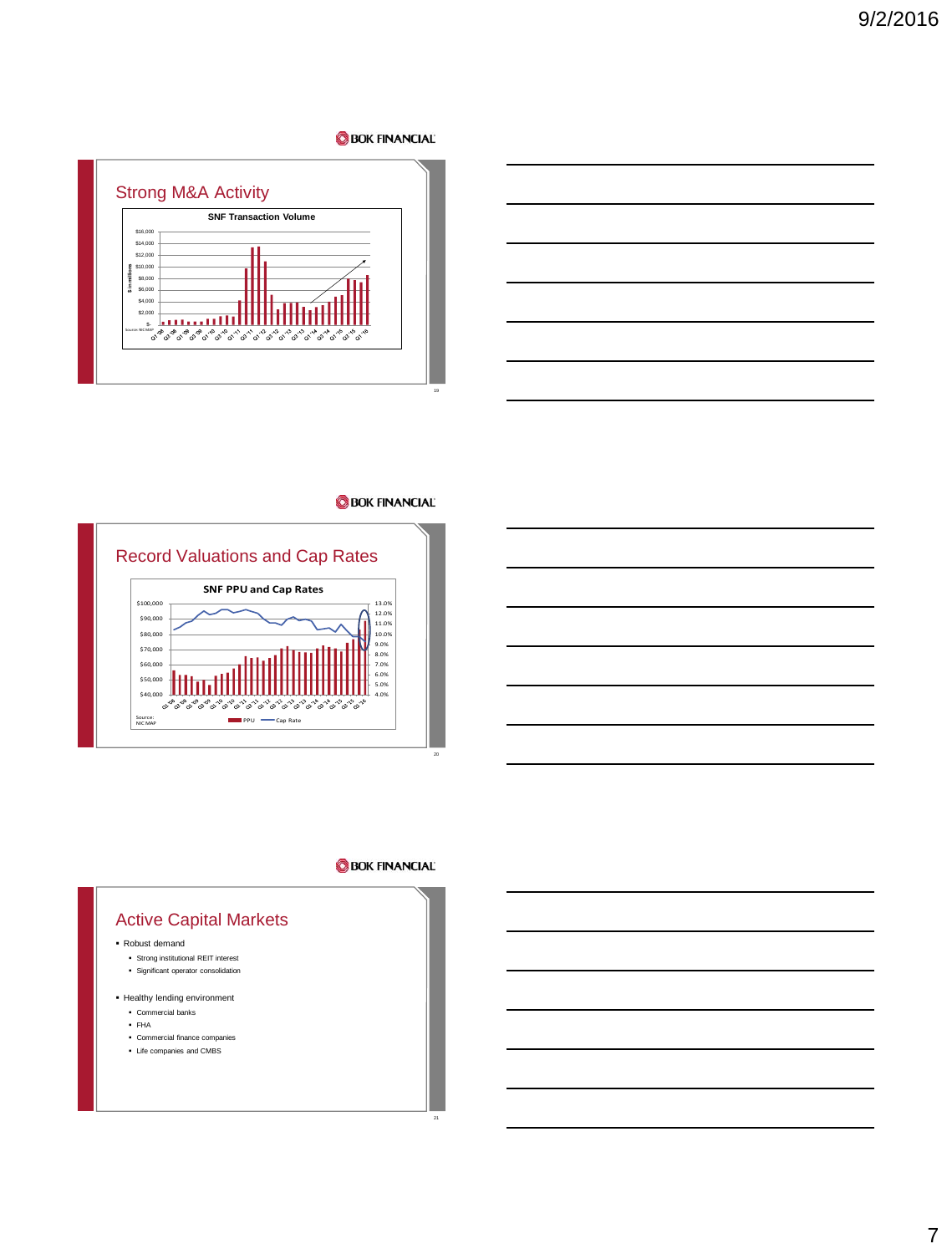## Strong M&A Activity

**SNF Transaction Volume**

$ in millions: $16,000; $14,000; $12,000; $10,000; $8,000; $6,000; $4,000; $2,000; $-

Source: NIC MAP

## Record Valuations and Cap Rates

**SNF PPU and Cap Rates**

Source: NIC MAP

PPU — Cap Rate

## Active Capital Markets

- Robust demand
  - Strong institutional REIT interest
  - Significant operator consolidation
- Healthy lending environment
  - Commercial banks
  - FHA
  - Commercial finance companies
  - Life companies and CMBS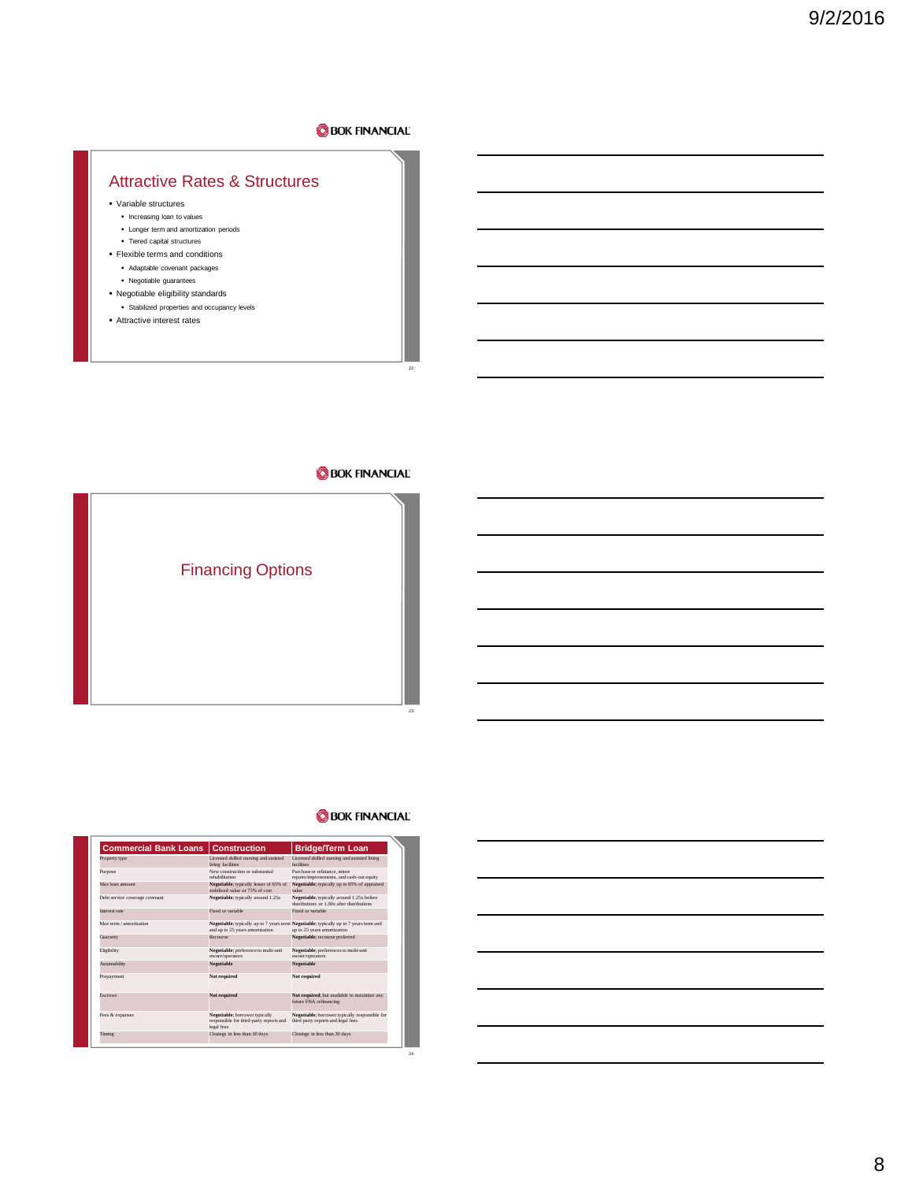## Attractive Rates & Structures

- Variable structures
  - Increasing loan to values
  - Longer term and amortization periods
  - Tiered capital structures
- Flexible terms and conditions
  - Adaptable covenant packages
  - Negotiable guarantees
- Negotiable eligibility standards
  - Stabilized properties and occupancy levels
- Attractive interest rates

## Financing Options

| Commercial Bank Loans | Construction | Bridge/Term Loan |
|---|---|---|
| Property type | Licensed skilled nursing and assisted living facilities | Licensed skilled nursing and assisted living facilities |
| Purpose | New construction or substantial rehabilitation | Purchase or refinance, minor repairs/improvements, and cash-out equity |
| Max loan amount | **Negotiable**; typically lesser of 65% of stabilized value or 75% of cost | **Negotiable**; typically up to 85% of appraised value |
| Debt service coverage covenant | **Negotiable**; typically around 1.25x | **Negotiable**; typically around 1.25x before distributions or 1.00x after distributions |
| Interest rate | Fixed or variable | Fixed or variable |
| Max term / amortization | **Negotiable**; typically up to 7 years term and up to 25 years amortization | **Negotiable**; typically up to 7 years term and up to 25 years amortization |
| Guaranty | Recourse | **Negotiable**; recourse preferred |
| Eligibility | **Negotiable**; preference to multi-unit owner/operators | **Negotiable**; preferences to multi-unit owner/operators |
| Assumability | **Negotiable** | **Negotiable** |
| Prepayment | **Not required** | **Not required** |
| Escrows | **Not required** | **Not required**, but available to maximize any future FHA refinancing |
| Fees & expenses | **Negotiable**; borrower typically responsible for third-party reports and legal fees | **Negotiable**; borrower typically responsible for third party reports and legal fees |
| Timing | Closings in less than 30 days | Closings in less than 30 days |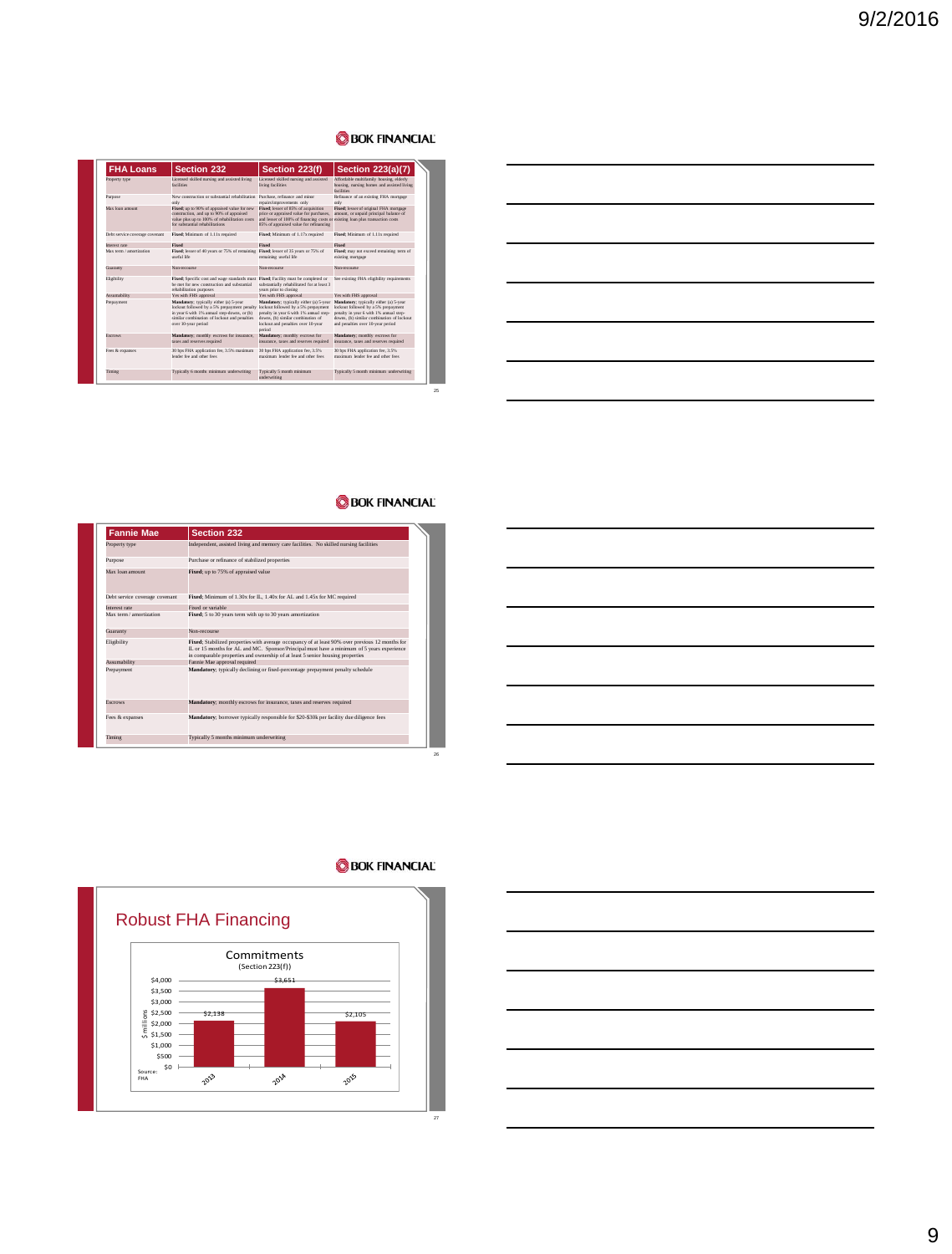| FHA Loans | Section 232 | Section 223(f) | Section 223(a)(7) |
|---|---|---|---|
| Property type | Licensed skilled nursing and assisted living facilities | Licensed skilled nursing and assisted living facilities | Affordable multifamily housing, elderly housing, nursing homes and assisted living facilities |
| Purpose | New construction or substantial rehabilitation only | Purchase, refinance and minor repairs/improvements only | Refinance of an existing FHA mortgage only |
| Max loan amount | **Fixed**; up to 90% of appraised value for new construction, and up to 90% of appraised value plus up to 100% of rehabilitation costs for substantial rehabilitations | **Fixed**; lesser of 85% of acquisition price or appraised value for purchases, and lesser of 100% of financing costs or 85% of appraised value for refinancing | **Fixed**; lesser of original FHA mortgage amount, or unpaid principal balance of existing loan plus transaction costs |
| Debt service coverage covenant | **Fixed**; Minimum of 1.11x required | **Fixed**; Minimum of 1.17x required | **Fixed**; Minimum of 1.11x required |
| Interest rate | **Fixed** | **Fixed** | **Fixed** |
| Max term / amortization | **Fixed**; lesser of 40 years or 75% of remaining useful life | **Fixed**; lesser of 35 years or 75% of remaining useful life | **Fixed**; may not exceed remaining term of existing mortgage |
| Guaranty | Non-recourse | Non-recourse | Non-recourse |
| Eligibility | **Fixed**; Specific cost and wage standards must be met for new construction and substantial rehabilitation purposes | **Fixed**; Facility must be completed or substantially rehabilitated for at least 3 years prior to closing | See existing FHA eligibility requirements |
| Assumability | Yes with FHS approval | Yes with FHS approval | Yes with FHS approval |
| Prepayment | **Mandatory**; typically either (a) 5-year lockout followed by a 5% prepayment penalty in year 6 with 1% annual step-downs, or (b) similar combination of lockout and penalties over 10-year period | **Mandatory**; typically either (a) 5-year lockout followed by a 5% prepayment penalty in year 6 with 1% annual step-downs, (b) similar combination of lockout and penalties over 10-year period | **Mandatory**; typically either (a) 5-year lockout followed by a 5% prepayment penalty in year 6 with 1% annual step-downs, (b) similar combination of lockout and penalties over 10-year period |
| Escrows | **Mandatory**; monthly escrows for insurance, taxes and reserves required | **Mandatory**; monthly escrows for insurance, taxes and reserves required | **Mandatory**; monthly escrows for insurance, taxes and reserves required |
| Fees & expenses | 30 bps FHA application fee, 3.5% maximum lender fee and other fees | 30 bps FHA application fee, 3.5% maximum lender fee and other fees | 30 bps FHA application fee, 3.5% maximum lender fee and other fees |
| Timing | Typically 6 months minimum underwriting | Typically 5 month minimum underwriting | Typically 5 month minimum underwriting |

| Fannie Mae | Section 232 |
|---|---|
| Property type | Independent, assisted living and memory care facilities. No skilled nursing facilities |
| Purpose | Purchase or refinance of stabilized properties |
| Max loan amount | **Fixed**; up to 75% of appraised value |
| Debt service coverage covenant | **Fixed**; Minimum of 1.30x for IL, 1.40x for AL and 1.45x for MC required |
| Interest rate | Fixed or variable |
| Max term / amortization | **Fixed**; 5 to 30 years term with up to 30 years amortization |
| Guaranty | Non-recourse |
| Eligibility | **Fixed**; Stabilized properties with average occupancy of at least 90% over previous 12 months for IL or 15 months for AL and MC. Sponsor/Principal must have a minimum of 5 years experience in comparable properties and ownership of at least 5 senior housing properties |
| Assumability | Fannie Mae approval required |
| Prepayment | **Mandatory**; typically declining or fixed-percentage prepayment penalty schedule |
| Escrows | **Mandatory**; monthly escrows for insurance, taxes and reserves required |
| Fees & expenses | **Mandatory**; borrower typically responsible for $20-$30k per facility due diligence fees |
| Timing | Typically 5 months minimum underwriting |

## Robust FHA Financing

Commitments (Section 223(f))

| Year | $ millions |
|---|---|
| 2013 | $2,138 |
| 2014 | $3,651 |
| 2015 | $2,105 |

Source: FHA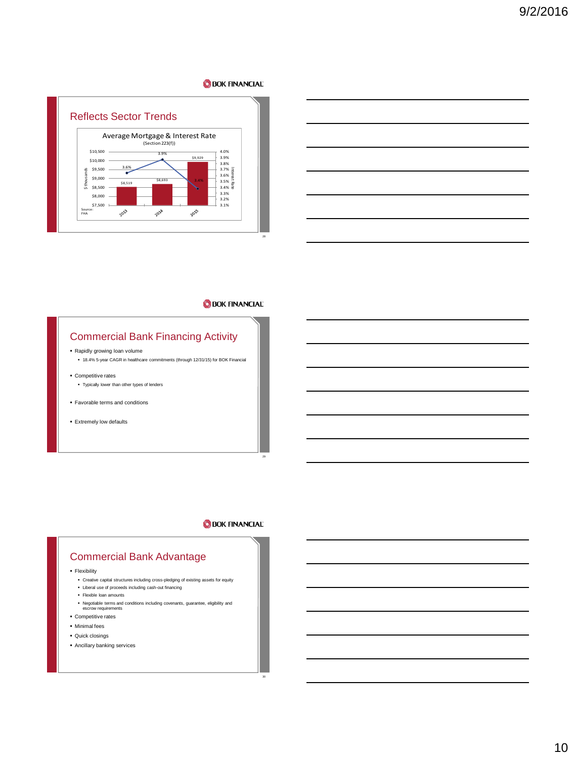## Reflects Sector Trends

**Average Mortgage & Interest Rate**
(Section 223(f))

| Year | Average Mortgage ($ thousands) | Interest Rate |
|---|---|---|
| 2013 | $8,519 | 3.6% |
| 2014 | $8,693 | 3.9% |
| 2015 | $9,929 | 3.4% |

Source: FHA

## Commercial Bank Financing Activity

- Rapidly growing loan volume
  - 18.4% 5-year CAGR in healthcare commitments (through 12/31/15) for BOK Financial
- Competitive rates
  - Typically lower than other types of lenders
- Favorable terms and conditions
- Extremely low defaults

## Commercial Bank Advantage

- Flexibility
  - Creative capital structures including cross-pledging of existing assets for equity
  - Liberal use of proceeds including cash-out financing
  - Flexible loan amounts
  - Negotiable terms and conditions including covenants, guarantee, eligibility and escrow requirements
- Competitive rates
- Minimal fees
- Quick closings
- Ancillary banking services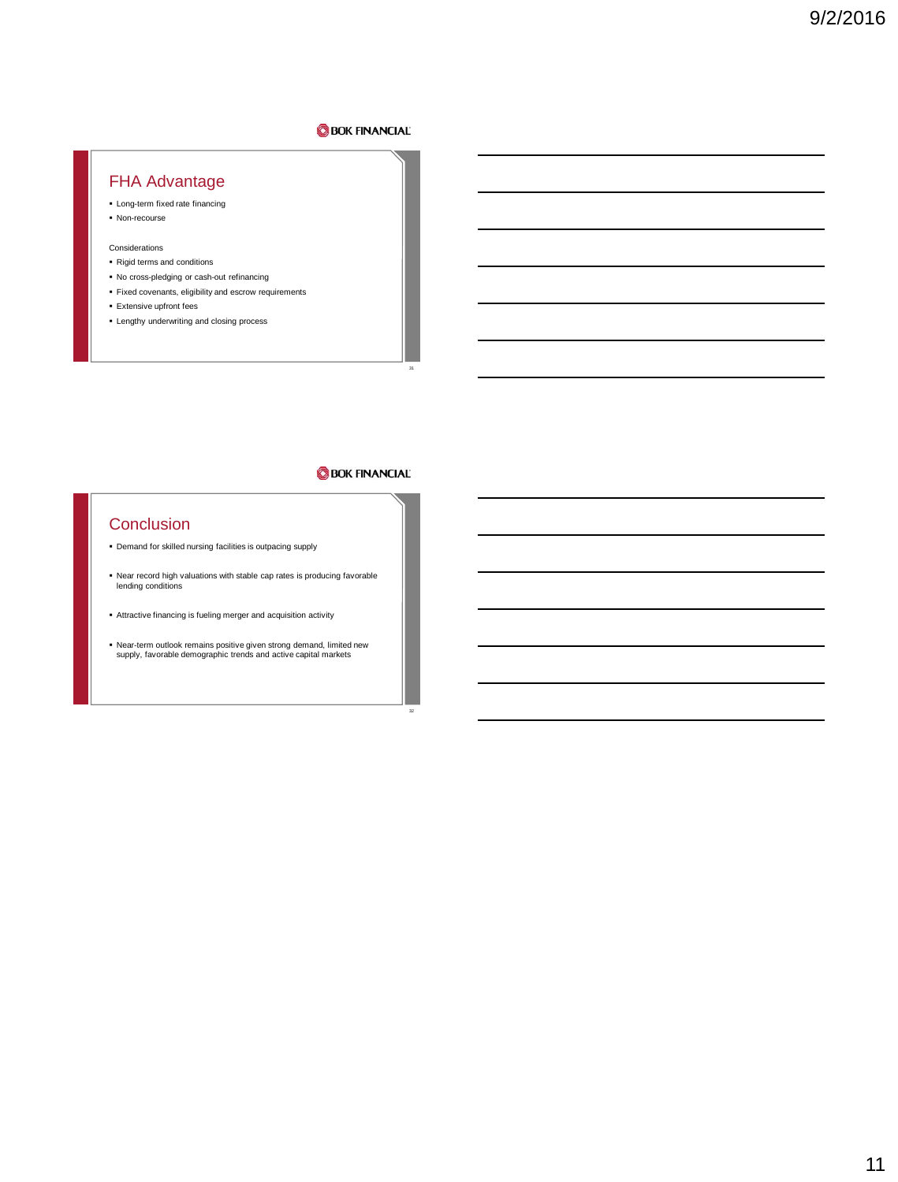## FHA Advantage

- Long-term fixed rate financing
- Non-recourse

Considerations

- Rigid terms and conditions
- No cross-pledging or cash-out refinancing
- Fixed covenants, eligibility and escrow requirements
- Extensive upfront fees
- Lengthy underwriting and closing process

## Conclusion

- Demand for skilled nursing facilities is outpacing supply
- Near record high valuations with stable cap rates is producing favorable lending conditions
- Attractive financing is fueling merger and acquisition activity
- Near-term outlook remains positive given strong demand, limited new supply, favorable demographic trends and active capital markets